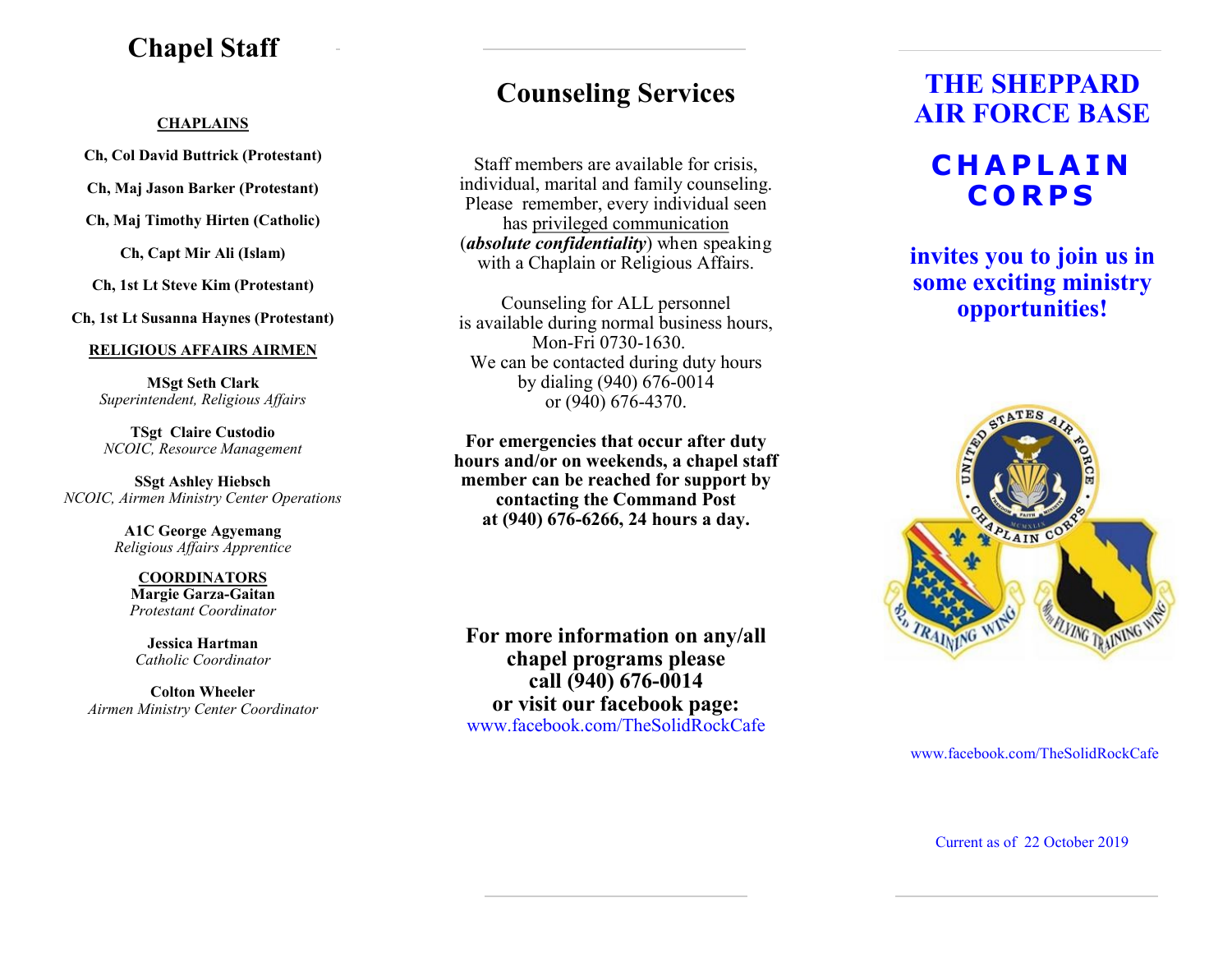# Chapel Staff

**CHAPLAINS**

**Ch, Col David Buttrick (Protestant)**

**Ch, Maj Jason Barker (Protestant)**

**Ch, Maj Timothy Hirten (Catholic)**

**Ch, Capt Mir Ali (Islam)**

**Ch, 1st Lt Steve Kim (Protestant)**

**Ch, 1st Lt Susanna Haynes (Protestant)**

**RELIGIOUS AFFAIRS AIRMEN**

**MSgt Seth Clark**
*Superintendent, Religious Affairs*

**TSgt Claire Custodio**
*NCOIC, Resource Management*

**SSgt Ashley Hiebsch**
*NCOIC, Airmen Ministry Center Operations*

**A1C George Agyemang**
*Religious Affairs Apprentice*

**COORDINATORS**

**Margie Garza-Gaitan**
*Protestant Coordinator*

**Jessica Hartman**
*Catholic Coordinator*

**Colton Wheeler**
*Airmen Ministry Center Coordinator*

# Counseling Services

Staff members are available for crisis, individual, marital and family counseling. Please remember, every individual seen has privileged communication (***absolute confidentiality***) when speaking with a Chaplain or Religious Affairs.

Counseling for ALL personnel is available during normal business hours, Mon-Fri 0730-1630. We can be contacted during duty hours by dialing (940) 676-0014 or (940) 676-4370.

**For emergencies that occur after duty hours and/or on weekends, a chapel staff member can be reached for support by contacting the Command Post at (940) 676-6266, 24 hours a day.**

**For more information on any/all chapel programs please call (940) 676-0014 or visit our facebook page:**
www.facebook.com/TheSolidRockCafe

# THE SHEPPARD AIR FORCE BASE

# CHAPLAIN CORPS

**invites you to join us in some exciting ministry opportunities!**

www.facebook.com/TheSolidRockCafe

Current as of 22 October 2019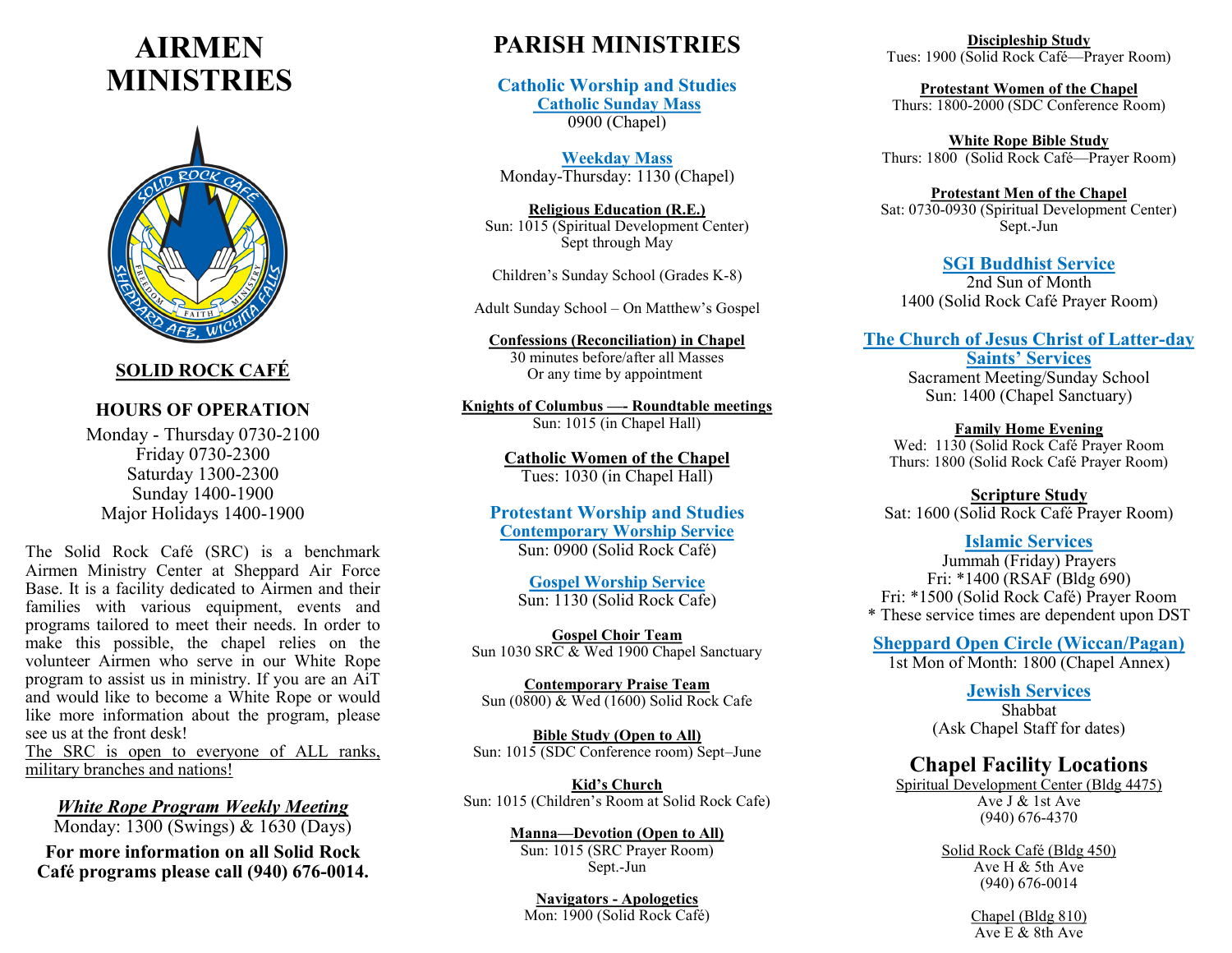# AIRMEN MINISTRIES

## SOLID ROCK CAFÉ

### HOURS OF OPERATION

Monday - Thursday 0730-2100
Friday 0730-2300
Saturday 1300-2300
Sunday 1400-1900
Major Holidays 1400-1900

The Solid Rock Café (SRC) is a benchmark Airmen Ministry Center at Sheppard Air Force Base. It is a facility dedicated to Airmen and their families with various equipment, events and programs tailored to meet their needs. In order to make this possible, the chapel relies on the volunteer Airmen who serve in our White Rope program to assist us in ministry. If you are an AiT and would like to become a White Rope or would like more information about the program, please see us at the front desk!
The SRC is open to everyone of ALL ranks, military branches and nations!

***White Rope Program Weekly Meeting***
Monday: 1300 (Swings) & 1630 (Days)

**For more information on all Solid Rock Café programs please call (940) 676-0014.**

# PARISH MINISTRIES

## Catholic Worship and Studies

**Catholic Sunday Mass**
0900 (Chapel)

**Weekday Mass**
Monday-Thursday: 1130 (Chapel)

**Religious Education (R.E.)**
Sun: 1015 (Spiritual Development Center)
Sept through May

Children's Sunday School (Grades K-8)

Adult Sunday School – On Matthew's Gospel

**Confessions (Reconciliation) in Chapel**
30 minutes before/after all Masses
Or any time by appointment

**Knights of Columbus —- Roundtable meetings**
Sun: 1015 (in Chapel Hall)

**Catholic Women of the Chapel**
Tues: 1030 (in Chapel Hall)

## Protestant Worship and Studies

**Contemporary Worship Service**
Sun: 0900 (Solid Rock Café)

**Gospel Worship Service**
Sun: 1130 (Solid Rock Cafe)

**Gospel Choir Team**
Sun 1030 SRC & Wed 1900 Chapel Sanctuary

**Contemporary Praise Team**
Sun (0800) & Wed (1600) Solid Rock Cafe

**Bible Study (Open to All)**
Sun: 1015 (SDC Conference room) Sept–June

**Kid's Church**
Sun: 1015 (Children's Room at Solid Rock Cafe)

**Manna—Devotion (Open to All)**
Sun: 1015 (SRC Prayer Room)
Sept.-Jun

**Navigators - Apologetics**
Mon: 1900 (Solid Rock Café)

**Discipleship Study**
Tues: 1900 (Solid Rock Café—Prayer Room)

**Protestant Women of the Chapel**
Thurs: 1800-2000 (SDC Conference Room)

**White Rope Bible Study**
Thurs: 1800 (Solid Rock Café—Prayer Room)

**Protestant Men of the Chapel**
Sat: 0730-0930 (Spiritual Development Center)
Sept.-Jun

## SGI Buddhist Service

2nd Sun of Month
1400 (Solid Rock Café Prayer Room)

## The Church of Jesus Christ of Latter-day Saints' Services

Sacrament Meeting/Sunday School
Sun: 1400 (Chapel Sanctuary)

**Family Home Evening**
Wed: 1130 (Solid Rock Café Prayer Room
Thurs: 1800 (Solid Rock Café Prayer Room)

**Scripture Study**
Sat: 1600 (Solid Rock Café Prayer Room)

## Islamic Services

Jummah (Friday) Prayers
Fri: *1400 (RSAF (Bldg 690)
Fri: *1500 (Solid Rock Café) Prayer Room
* These service times are dependent upon DST

## Sheppard Open Circle (Wiccan/Pagan)

1st Mon of Month: 1800 (Chapel Annex)

## Jewish Services

Shabbat
(Ask Chapel Staff for dates)

## Chapel Facility Locations

Spiritual Development Center (Bldg 4475)
Ave J & 1st Ave
(940) 676-4370

Solid Rock Café (Bldg 450)
Ave H & 5th Ave
(940) 676-0014

Chapel (Bldg 810)
Ave E & 8th Ave